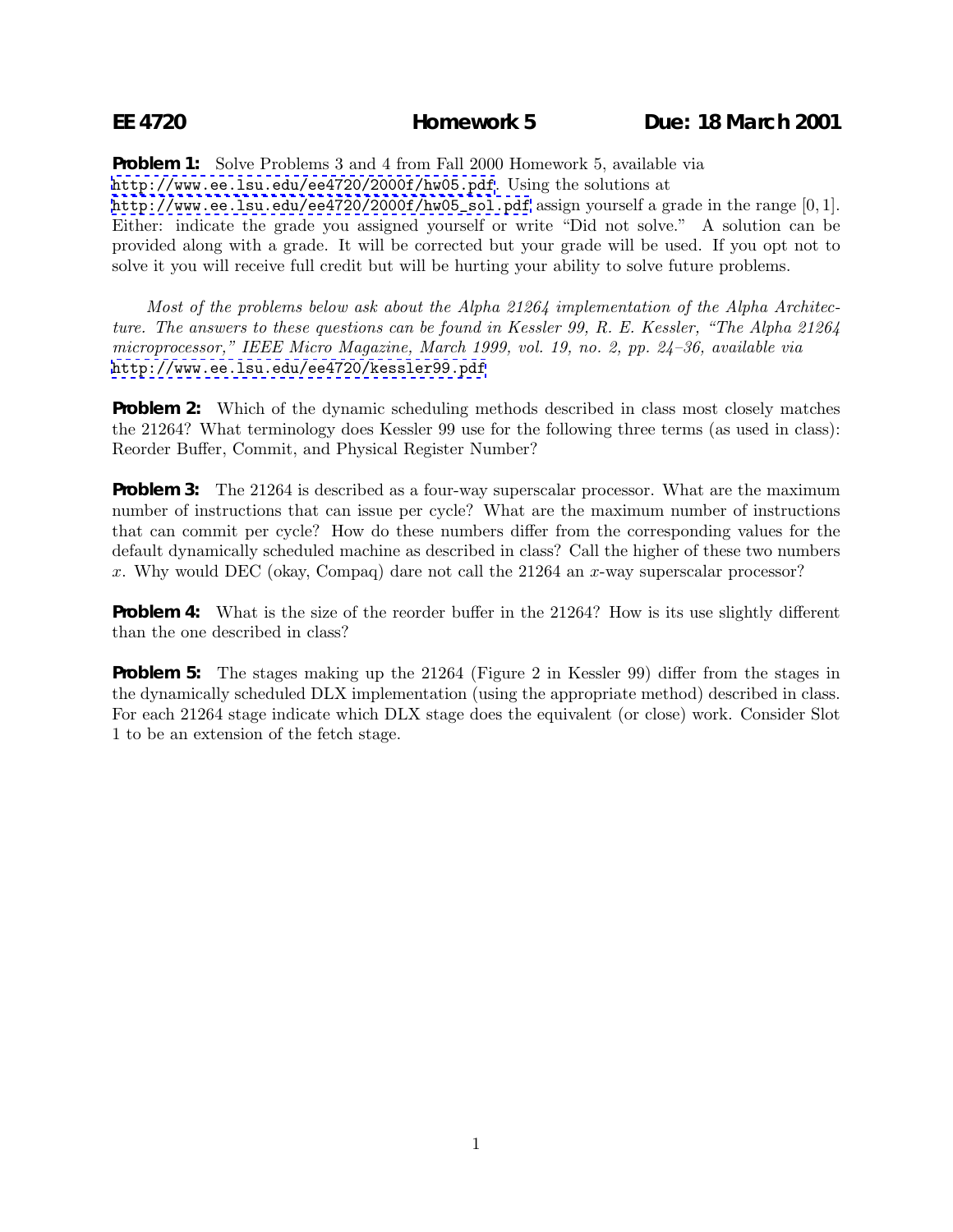# EE 4720 Homework 5 Due: 18 March 2001

**Problem 1:** Solve Problems 3 and 4 from Fall 2000 Homework 5, available via http://www.ee.lsu.edu/ee4720/2000f/hw05.pdf. Using the solutions at http://www.ee.lsu.edu/ee4720/2000f/hw05_sol.pdf assign yourself a grade in the range $[0, 1]$. Either: indicate the grade you assigned yourself or write "Did not solve." A solution can be provided along with a grade. It will be corrected but your grade will be used. If you opt not to solve it you will receive full credit but will be hurting your ability to solve future problems.

*Most of the problems below ask about the Alpha 21264 implementation of the Alpha Architecture. The answers to these questions can be found in Kessler 99, R. E. Kessler, "The Alpha 21264 microprocessor," IEEE Micro Magazine, March 1999, vol. 19, no. 2, pp. 24–36, available via* http://www.ee.lsu.edu/ee4720/kessler99.pdf

**Problem 2:** Which of the dynamic scheduling methods described in class most closely matches the 21264? What terminology does Kessler 99 use for the following three terms (as used in class): Reorder Buffer, Commit, and Physical Register Number?

**Problem 3:** The 21264 is described as a four-way superscalar processor. What are the maximum number of instructions that can issue per cycle? What are the maximum number of instructions that can commit per cycle? How do these numbers differ from the corresponding values for the default dynamically scheduled machine as described in class? Call the higher of these two numbers $x$. Why would DEC (okay, Compaq) dare not call the 21264 an $x$-way superscalar processor?

**Problem 4:** What is the size of the reorder buffer in the 21264? How is its use slightly different than the one described in class?

**Problem 5:** The stages making up the 21264 (Figure 2 in Kessler 99) differ from the stages in the dynamically scheduled DLX implementation (using the appropriate method) described in class. For each 21264 stage indicate which DLX stage does the equivalent (or close) work. Consider Slot 1 to be an extension of the fetch stage.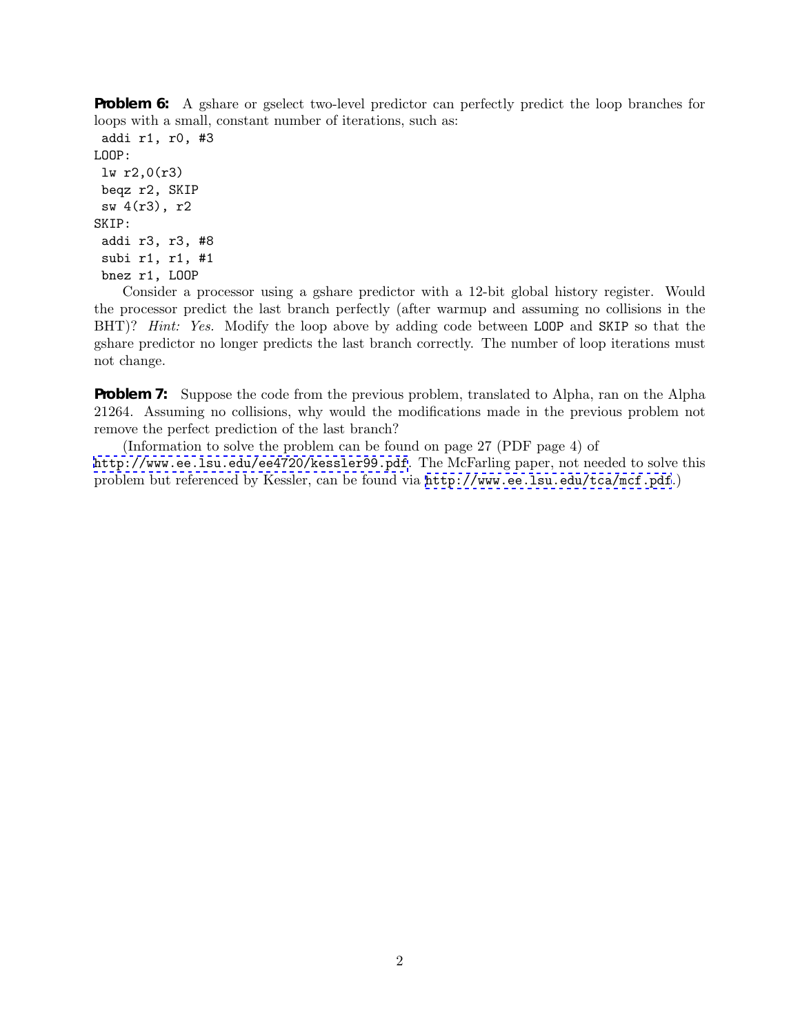**Problem 6:** A gshare or gselect two-level predictor can perfectly predict the loop branches for loops with a small, constant number of iterations, such as:

```
 addi r1, r0, #3
LOOP:
 lw r2,0(r3)
 beqz r2, SKIP
 sw 4(r3), r2
SKIP:
 addi r3, r3, #8
 subi r1, r1, #1
 bnez r1, LOOP
```

Consider a processor using a gshare predictor with a 12-bit global history register. Would the processor predict the last branch perfectly (after warmup and assuming no collisions in the BHT)? *Hint: Yes.* Modify the loop above by adding code between `LOOP` and `SKIP` so that the gshare predictor no longer predicts the last branch correctly. The number of loop iterations must not change.

**Problem 7:** Suppose the code from the previous problem, translated to Alpha, ran on the Alpha 21264. Assuming no collisions, why would the modifications made in the previous problem not remove the perfect prediction of the last branch?

(Information to solve the problem can be found on page 27 (PDF page 4) of http://www.ee.lsu.edu/ee4720/kessler99.pdf. The McFarling paper, not needed to solve this problem but referenced by Kessler, can be found via http://www.ee.lsu.edu/tca/mcf.pdf.)